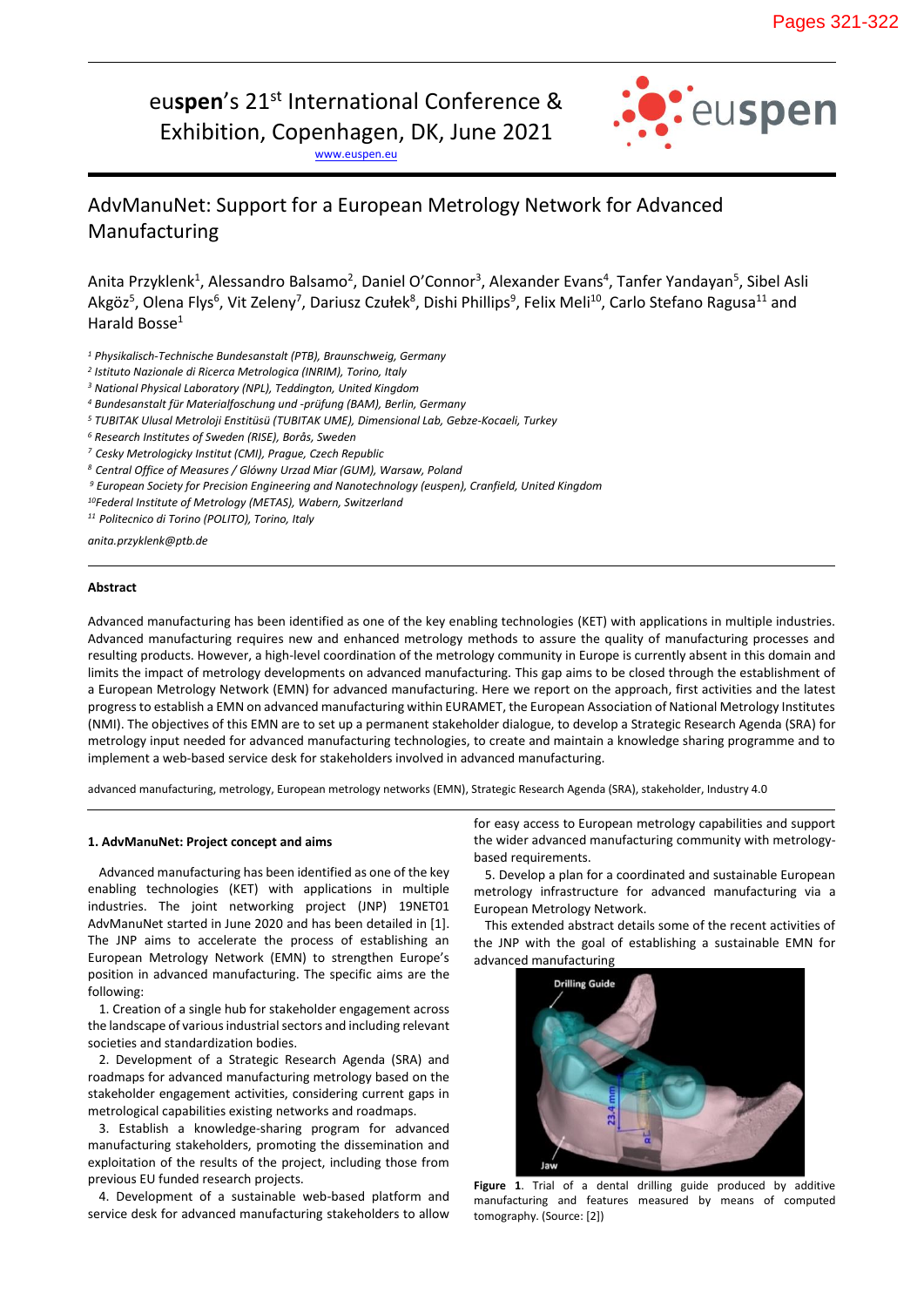euspen's 21st International Conference & Exhibition, Copenhagen, DK, June 2021

www.euspen.eu

# AdvManuNet: Support for a European Metrology Network for Advanced Manufacturing

Anita Przyklenk[1], Alessandro Balsamo[2], Daniel O'Connor[3], Alexander Evans[4], Tanfer Yandayan[5], Sibel Asli Akgöz[5], Olena Flys[6], Vit Zeleny[7], Dariusz Czułek[8], Dishi Phillips[9], Felix Meli[10], Carlo Stefano Ragusa[11] and Harald Bosse[1]

*[1] Physikalisch-Technische Bundesanstalt (PTB), Braunschweig, Germany*
*[2] Istituto Nazionale di Ricerca Metrologica (INRIM), Torino, Italy*
*[3] National Physical Laboratory (NPL), Teddington, United Kingdom*
*[4] Bundesanstalt für Materialfoschung und -prüfung (BAM), Berlin, Germany*
*[5] TUBITAK Ulusal Metroloji Enstitüsü (TUBITAK UME), Dimensional Lab, Gebze-Kocaeli, Turkey*
*[6] Research Institutes of Sweden (RISE), Borås, Sweden*
*[7] Cesky Metrologicky Institut (CMI), Prague, Czech Republic*
*[8] Central Office of Measures / Glówny Urzad Miar (GUM), Warsaw, Poland*
*[9] European Society for Precision Engineering and Nanotechnology (euspen), Cranfield, United Kingdom*
*[10] Federal Institute of Metrology (METAS), Wabern, Switzerland*
*[11] Politecnico di Torino (POLITO), Torino, Italy*

*anita.przyklenk@ptb.de*

**Abstract**

Advanced manufacturing has been identified as one of the key enabling technologies (KET) with applications in multiple industries. Advanced manufacturing requires new and enhanced metrology methods to assure the quality of manufacturing processes and resulting products. However, a high-level coordination of the metrology community in Europe is currently absent in this domain and limits the impact of metrology developments on advanced manufacturing. This gap aims to be closed through the establishment of a European Metrology Network (EMN) for advanced manufacturing. Here we report on the approach, first activities and the latest progress to establish a EMN on advanced manufacturing within EURAMET, the European Association of National Metrology Institutes (NMI). The objectives of this EMN are to set up a permanent stakeholder dialogue, to develop a Strategic Research Agenda (SRA) for metrology input needed for advanced manufacturing technologies, to create and maintain a knowledge sharing programme and to implement a web-based service desk for stakeholders involved in advanced manufacturing.

advanced manufacturing, metrology, European metrology networks (EMN), Strategic Research Agenda (SRA), stakeholder, Industry 4.0

## 1. AdvManuNet: Project concept and aims

Advanced manufacturing has been identified as one of the key enabling technologies (KET) with applications in multiple industries. The joint networking project (JNP) 19NET01 AdvManuNet started in June 2020 and has been detailed in [1]. The JNP aims to accelerate the process of establishing an European Metrology Network (EMN) to strengthen Europe's position in advanced manufacturing. The specific aims are the following:

1. Creation of a single hub for stakeholder engagement across the landscape of various industrial sectors and including relevant societies and standardization bodies.
2. Development of a Strategic Research Agenda (SRA) and roadmaps for advanced manufacturing metrology based on the stakeholder engagement activities, considering current gaps in metrological capabilities existing networks and roadmaps.
3. Establish a knowledge-sharing program for advanced manufacturing stakeholders, promoting the dissemination and exploitation of the results of the project, including those from previous EU funded research projects.
4. Development of a sustainable web-based platform and service desk for advanced manufacturing stakeholders to allow for easy access to European metrology capabilities and support the wider advanced manufacturing community with metrology-based requirements.
5. Develop a plan for a coordinated and sustainable European metrology infrastructure for advanced manufacturing via a European Metrology Network.

This extended abstract details some of the recent activities of the JNP with the goal of establishing a sustainable EMN for advanced manufacturing

**Figure 1**. Trial of a dental drilling guide produced by additive manufacturing and features measured by means of computed tomography. (Source: [2])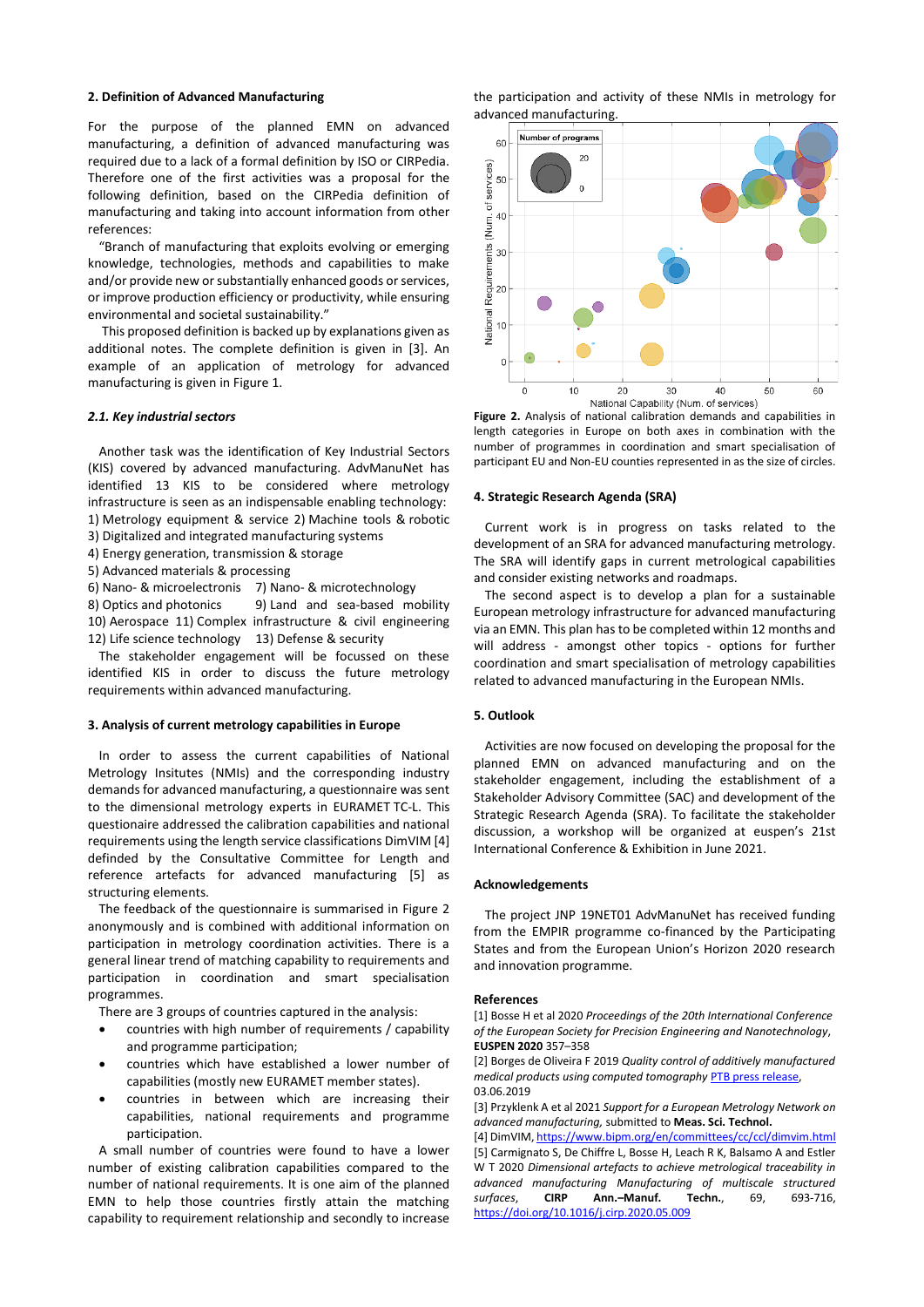## 2. Definition of Advanced Manufacturing

For the purpose of the planned EMN on advanced manufacturing, a definition of advanced manufacturing was required due to a lack of a formal definition by ISO or CIRPedia. Therefore one of the first activities was a proposal for the following definition, based on the CIRPedia definition of manufacturing and taking into account information from other references:

"Branch of manufacturing that exploits evolving or emerging knowledge, technologies, methods and capabilities to make and/or provide new or substantially enhanced goods or services, or improve production efficiency or productivity, while ensuring environmental and societal sustainability."

This proposed definition is backed up by explanations given as additional notes. The complete definition is given in [3]. An example of an application of metrology for advanced manufacturing is given in Figure 1.

### 2.1. Key industrial sectors

Another task was the identification of Key Industrial Sectors (KIS) covered by advanced manufacturing. AdvManuNet has identified 13 KIS to be considered where metrology infrastructure is seen as an indispensable enabling technology: 1) Metrology equipment & service 2) Machine tools & robotic 3) Digitalized and integrated manufacturing systems 4) Energy generation, transmission & storage 5) Advanced materials & processing 6) Nano- & microelectronis 7) Nano- & microtechnology 8) Optics and photonics 9) Land and sea-based mobility 10) Aerospace 11) Complex infrastructure & civil engineering 12) Life science technology 13) Defense & security

The stakeholder engagement will be focussed on these identified KIS in order to discuss the future metrology requirements within advanced manufacturing.

## 3. Analysis of current metrology capabilities in Europe

In order to assess the current capabilities of National Metrology Insitutes (NMIs) and the corresponding industry demands for advanced manufacturing, a questionaire was sent to the dimensional metrology experts in EURAMET TC-L. This questionaire addressed the calibration capabilities and national requirements using the length service classifications DimVIM [4] defindled by the Consultative Committee for Length and reference artefacts for advanced manufacturing [5] as structuring elements.

The feedback of the questionnaire is summarised in Figure 2 anonymously and is combined with additional information on participation in metrology coordination activities. There is a general linear trend of matching capability to requirements and participation in coordination and smart specialisation programmes.

There are 3 groups of countries captured in the analysis:

- countries with high number of requirements / capability and programme participation;
- countries which have established a lower number of capabilities (mostly new EURAMET member states).
- countries in between which are increasing their capabilities, national requirements and programme participation.

A small number of countries were found to have a lower number of existing calibration capabilities compared to the number of national requirements. It is one aim of the planned EMN to help those countries firstly attain the matching capability to requirement relationship and secondly to increase the participation and activity of these NMIs in metrology for advanced manufacturing.

Number of programs
20
0
National Requirements (Num. of services)
60
50
40
30
20
10
0
0 10 20 30 40 50 60
National Capability (Num. of services)

**Figure 2.** Analysis of national calibration demands and capabilities in length categories in Europe on both axes in combination with the number of programmes in coordination and smart specialisation of participant EU and Non-EU counties represented in as the size of circles.

## 4. Strategic Research Agenda (SRA)

Current work is in progress on tasks related to the development of an SRA for advanced manufacturing metrology. The SRA will identify gaps in current metrological capabilities and consider existing networks and roadmaps.

The second aspect is to develop a plan for a sustainable European metrology infrastructure for advanced manufacturing via an EMN. This plan has to be completed within 12 months and will address - amongst other topics - options for further coordination and smart specialisation of metrology capabilities related to advanced manufacturing in the European NMIs.

## 5. Outlook

Activities are now focused on developing the proposal for the planned EMN on advanced manufacturing and on the stakeholder engagement, including the establishment of a Stakeholder Advisory Committee (SAC) and development of the Strategic Research Agenda (SRA). To facilitate the stakeholder discussion, a workshop will be organized at euspen's 21st International Conference & Exhibition in June 2021.

## Acknowledgements

The project JNP 19NET01 AdvManuNet has received funding from the EMPIR programme co-financed by the Participating States and from the European Union's Horizon 2020 research and innovation programme.

## References

[1] Bosse H et al 2020 *Proceedings of the 20th International Conference of the European Society for Precision Engineering and Nanotechnology*, **EUSPEN 2020** 357–358

[2] Borges de Oliveira F 2019 *Quality control of additively manufactured medical products using computed tomography* PTB press release, 03.06.2019

[3] Przyklenk A et al 2021 *Support for a European Metrology Network on advanced manufacturing,* submitted to **Meas. Sci. Technol.**

[4] DimVIM, https://www.bipm.org/en/committees/cc/ccl/dimvim.html

[5] Carmignato S, De Chiffre L, Bosse H, Leach R K, Balsamo A and Estler W T 2020 *Dimensional artefacts to achieve metrological traceability in advanced manufacturing Manufacturing of multiscale structured surfaces*, **CIRP Ann.–Manuf. Techn.**, 69, 693-716, https://doi.org/10.1016/j.cirp.2020.05.009